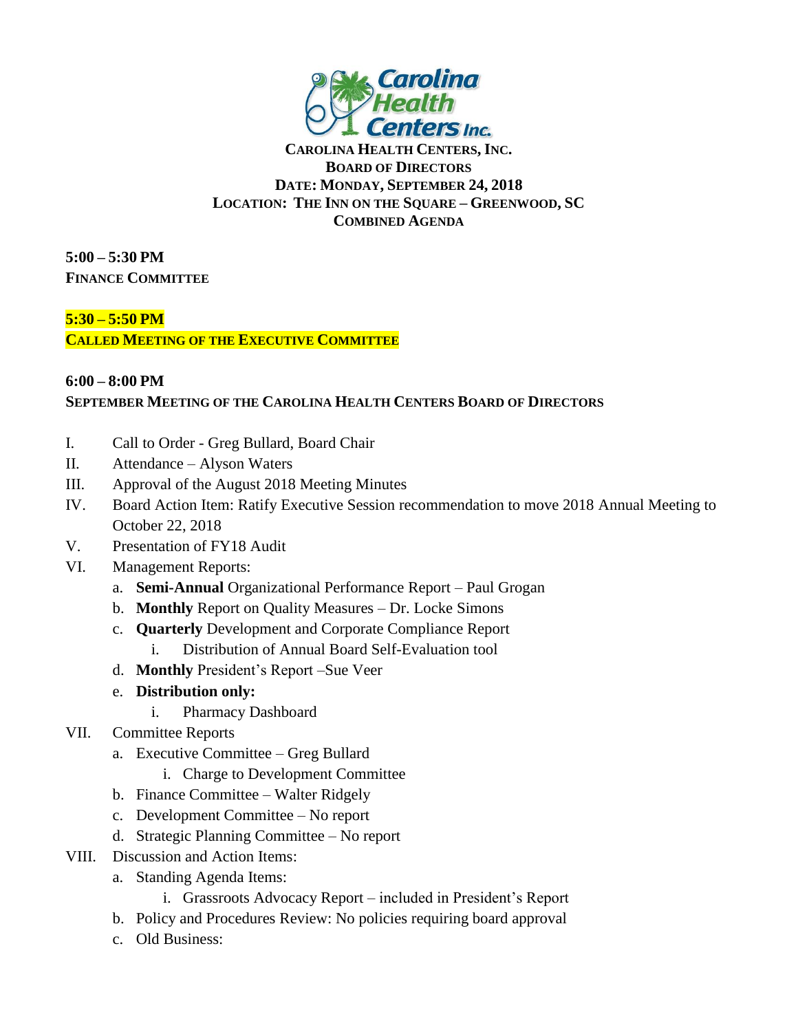**CAROLINA HEALTH CENTERS, INC.**
**BOARD OF DIRECTORS**
**DATE: MONDAY, SEPTEMBER 24, 2018**
**LOCATION: THE INN ON THE SQUARE – GREENWOOD, SC**
**COMBINED AGENDA**

**5:00 – 5:30 PM**
**FINANCE COMMITTEE**

**5:30 – 5:50 PM**
**CALLED MEETING OF THE EXECUTIVE COMMITTEE**

**6:00 – 8:00 PM**
**SEPTEMBER MEETING OF THE CAROLINA HEALTH CENTERS BOARD OF DIRECTORS**

I. Call to Order - Greg Bullard, Board Chair
II. Attendance – Alyson Waters
III. Approval of the August 2018 Meeting Minutes
IV. Board Action Item: Ratify Executive Session recommendation to move 2018 Annual Meeting to October 22, 2018
V. Presentation of FY18 Audit
VI. Management Reports:
   - a. **Semi-Annual** Organizational Performance Report – Paul Grogan
   - b. **Monthly** Report on Quality Measures – Dr. Locke Simons
   - c. **Quarterly** Development and Corporate Compliance Report
      - i. Distribution of Annual Board Self-Evaluation tool
   - d. **Monthly** President's Report –Sue Veer
   - e. **Distribution only:**
      - i. Pharmacy Dashboard
VII. Committee Reports
   - a. Executive Committee – Greg Bullard
      - i. Charge to Development Committee
   - b. Finance Committee – Walter Ridgely
   - c. Development Committee – No report
   - d. Strategic Planning Committee – No report
VIII. Discussion and Action Items:
   - a. Standing Agenda Items:
      - i. Grassroots Advocacy Report – included in President's Report
   - b. Policy and Procedures Review: No policies requiring board approval
   - c. Old Business: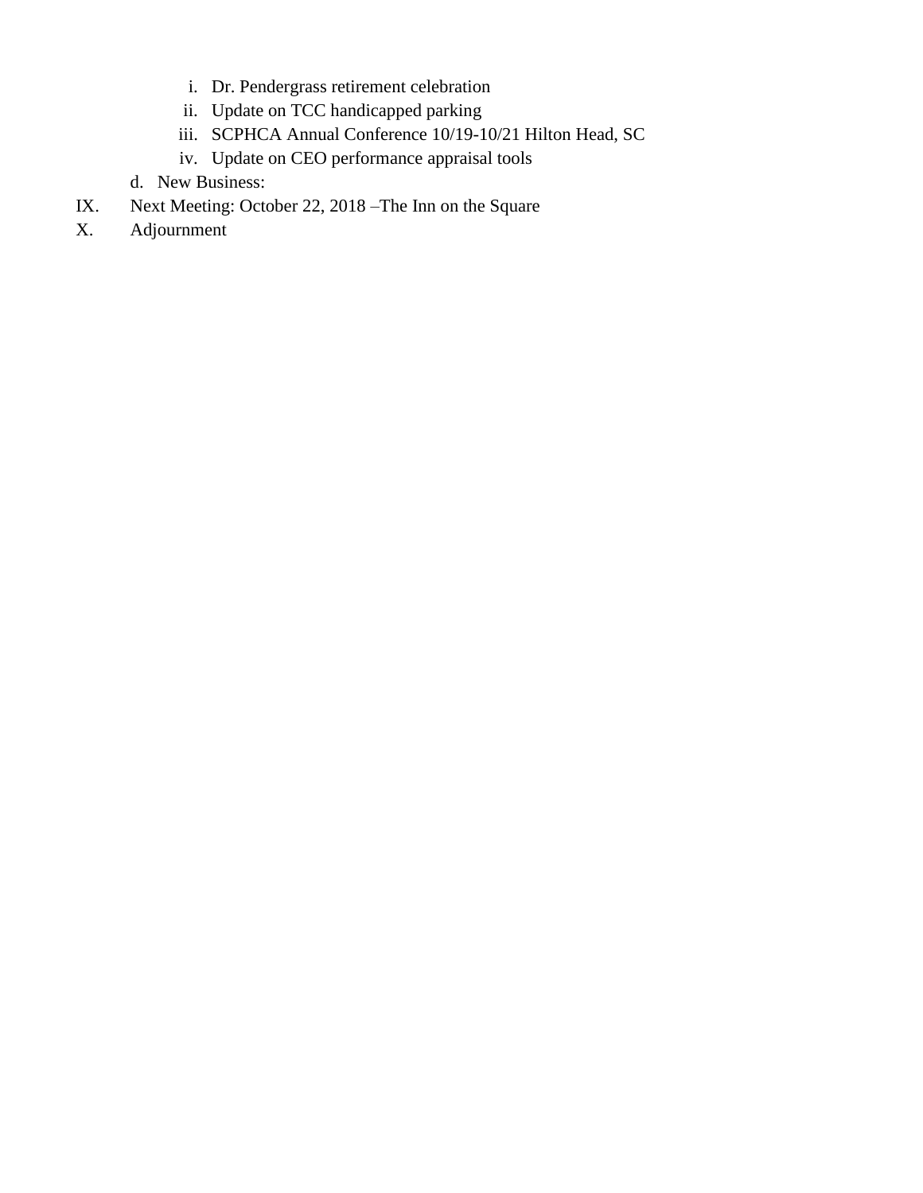i. Dr. Pendergrass retirement celebration
   ii. Update on TCC handicapped parking
   iii. SCPHCA Annual Conference 10/19-10/21 Hilton Head, SC
   iv. Update on CEO performance appraisal tools

d. New Business:

IX. Next Meeting: October 22, 2018 –The Inn on the Square

X. Adjournment